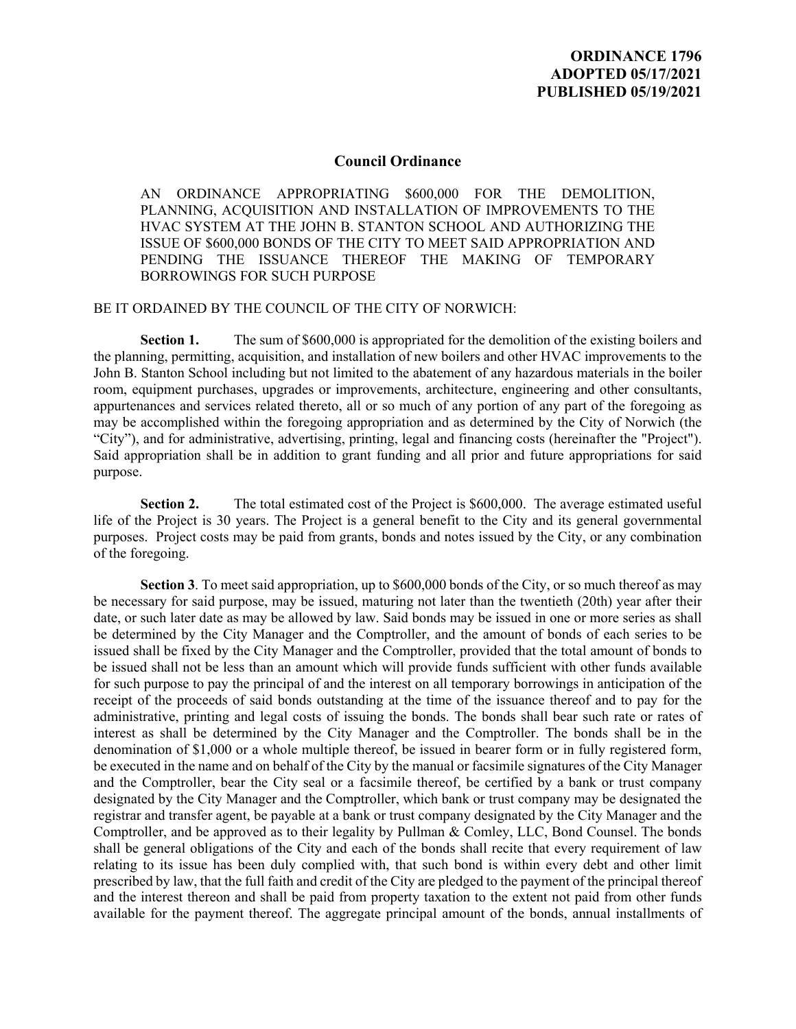**ORDINANCE 1796**
**ADOPTED 05/17/2021**
**PUBLISHED 05/19/2021**

## Council Ordinance

AN ORDINANCE APPROPRIATING $600,000 FOR THE DEMOLITION, PLANNING, ACQUISITION AND INSTALLATION OF IMPROVEMENTS TO THE HVAC SYSTEM AT THE JOHN B. STANTON SCHOOL AND AUTHORIZING THE ISSUE OF $600,000 BONDS OF THE CITY TO MEET SAID APPROPRIATION AND PENDING THE ISSUANCE THEREOF THE MAKING OF TEMPORARY BORROWINGS FOR SUCH PURPOSE

BE IT ORDAINED BY THE COUNCIL OF THE CITY OF NORWICH:

**Section 1.** The sum of $600,000 is appropriated for the demolition of the existing boilers and the planning, permitting, acquisition, and installation of new boilers and other HVAC improvements to the John B. Stanton School including but not limited to the abatement of any hazardous materials in the boiler room, equipment purchases, upgrades or improvements, architecture, engineering and other consultants, appurtenances and services related thereto, all or so much of any portion of any part of the foregoing as may be accomplished within the foregoing appropriation and as determined by the City of Norwich (the "City"), and for administrative, advertising, printing, legal and financing costs (hereinafter the "Project"). Said appropriation shall be in addition to grant funding and all prior and future appropriations for said purpose.

**Section 2.** The total estimated cost of the Project is $600,000. The average estimated useful life of the Project is 30 years. The Project is a general benefit to the City and its general governmental purposes. Project costs may be paid from grants, bonds and notes issued by the City, or any combination of the foregoing.

**Section 3**. To meet said appropriation, up to $600,000 bonds of the City, or so much thereof as may be necessary for said purpose, may be issued, maturing not later than the twentieth (20th) year after their date, or such later date as may be allowed by law. Said bonds may be issued in one or more series as shall be determined by the City Manager and the Comptroller, and the amount of bonds of each series to be issued shall be fixed by the City Manager and the Comptroller, provided that the total amount of bonds to be issued shall not be less than an amount which will provide funds sufficient with other funds available for such purpose to pay the principal of and the interest on all temporary borrowings in anticipation of the receipt of the proceeds of said bonds outstanding at the time of the issuance thereof and to pay for the administrative, printing and legal costs of issuing the bonds. The bonds shall bear such rate or rates of interest as shall be determined by the City Manager and the Comptroller. The bonds shall be in the denomination of $1,000 or a whole multiple thereof, be issued in bearer form or in fully registered form, be executed in the name and on behalf of the City by the manual or facsimile signatures of the City Manager and the Comptroller, bear the City seal or a facsimile thereof, be certified by a bank or trust company designated by the City Manager and the Comptroller, which bank or trust company may be designated the registrar and transfer agent, be payable at a bank or trust company designated by the City Manager and the Comptroller, and be approved as to their legality by Pullman & Comley, LLC, Bond Counsel. The bonds shall be general obligations of the City and each of the bonds shall recite that every requirement of law relating to its issue has been duly complied with, that such bond is within every debt and other limit prescribed by law, that the full faith and credit of the City are pledged to the payment of the principal thereof and the interest thereon and shall be paid from property taxation to the extent not paid from other funds available for the payment thereof. The aggregate principal amount of the bonds, annual installments of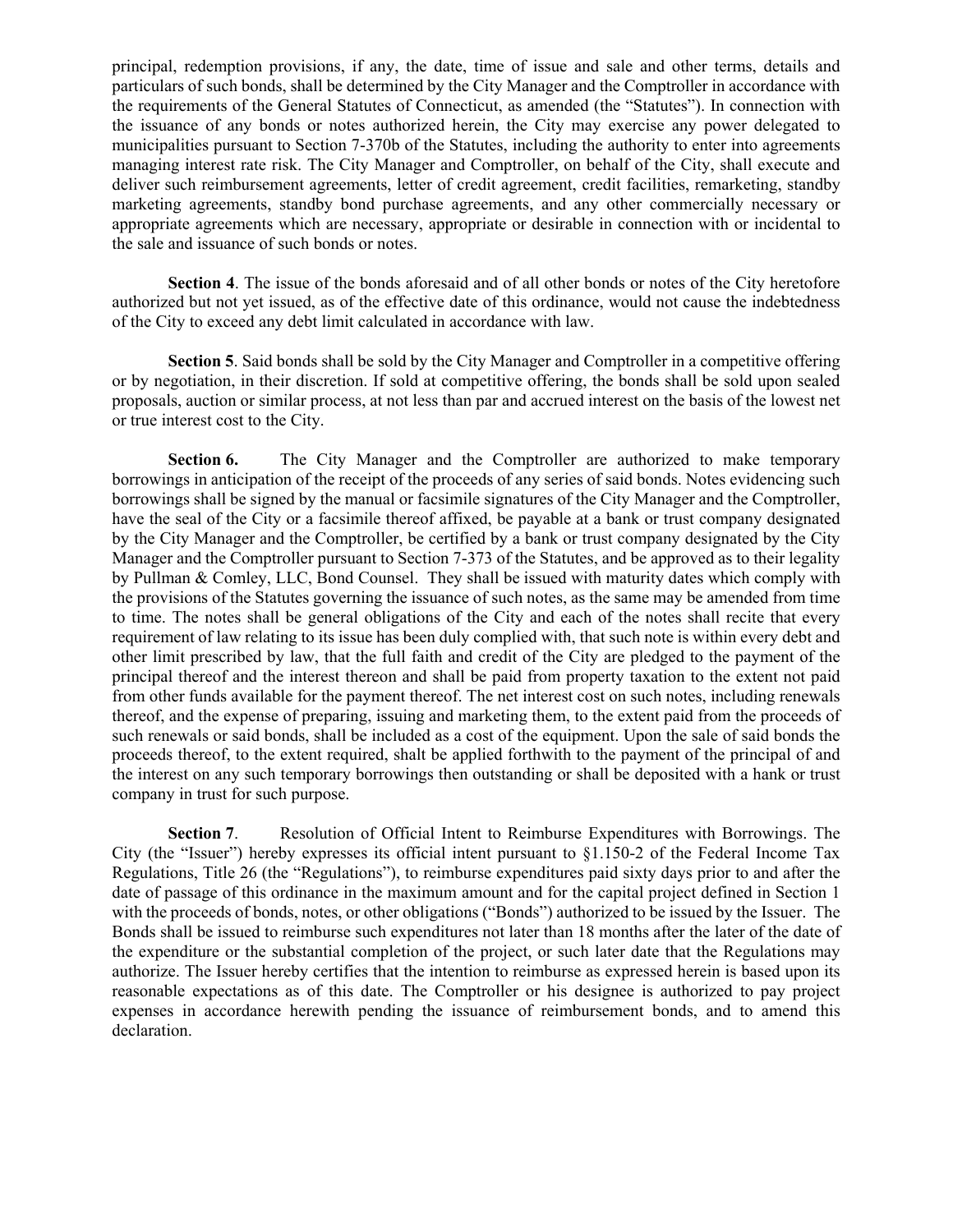principal, redemption provisions, if any, the date, time of issue and sale and other terms, details and particulars of such bonds, shall be determined by the City Manager and the Comptroller in accordance with the requirements of the General Statutes of Connecticut, as amended (the "Statutes"). In connection with the issuance of any bonds or notes authorized herein, the City may exercise any power delegated to municipalities pursuant to Section 7-370b of the Statutes, including the authority to enter into agreements managing interest rate risk. The City Manager and Comptroller, on behalf of the City, shall execute and deliver such reimbursement agreements, letter of credit agreement, credit facilities, remarketing, standby marketing agreements, standby bond purchase agreements, and any other commercially necessary or appropriate agreements which are necessary, appropriate or desirable in connection with or incidental to the sale and issuance of such bonds or notes.

**Section 4**. The issue of the bonds aforesaid and of all other bonds or notes of the City heretofore authorized but not yet issued, as of the effective date of this ordinance, would not cause the indebtedness of the City to exceed any debt limit calculated in accordance with law.

**Section 5**. Said bonds shall be sold by the City Manager and Comptroller in a competitive offering or by negotiation, in their discretion. If sold at competitive offering, the bonds shall be sold upon sealed proposals, auction or similar process, at not less than par and accrued interest on the basis of the lowest net or true interest cost to the City.

**Section 6.** The City Manager and the Comptroller are authorized to make temporary borrowings in anticipation of the receipt of the proceeds of any series of said bonds. Notes evidencing such borrowings shall be signed by the manual or facsimile signatures of the City Manager and the Comptroller, have the seal of the City or a facsimile thereof affixed, be payable at a bank or trust company designated by the City Manager and the Comptroller, be certified by a bank or trust company designated by the City Manager and the Comptroller pursuant to Section 7-373 of the Statutes, and be approved as to their legality by Pullman & Comley, LLC, Bond Counsel. They shall be issued with maturity dates which comply with the provisions of the Statutes governing the issuance of such notes, as the same may be amended from time to time. The notes shall be general obligations of the City and each of the notes shall recite that every requirement of law relating to its issue has been duly complied with, that such note is within every debt and other limit prescribed by law, that the full faith and credit of the City are pledged to the payment of the principal thereof and the interest thereon and shall be paid from property taxation to the extent not paid from other funds available for the payment thereof. The net interest cost on such notes, including renewals thereof, and the expense of preparing, issuing and marketing them, to the extent paid from the proceeds of such renewals or said bonds, shall be included as a cost of the equipment. Upon the sale of said bonds the proceeds thereof, to the extent required, shalt be applied forthwith to the payment of the principal of and the interest on any such temporary borrowings then outstanding or shall be deposited with a hank or trust company in trust for such purpose.

**Section 7**. Resolution of Official Intent to Reimburse Expenditures with Borrowings. The City (the "Issuer") hereby expresses its official intent pursuant to §1.150-2 of the Federal Income Tax Regulations, Title 26 (the "Regulations"), to reimburse expenditures paid sixty days prior to and after the date of passage of this ordinance in the maximum amount and for the capital project defined in Section 1 with the proceeds of bonds, notes, or other obligations ("Bonds") authorized to be issued by the Issuer. The Bonds shall be issued to reimburse such expenditures not later than 18 months after the later of the date of the expenditure or the substantial completion of the project, or such later date that the Regulations may authorize. The Issuer hereby certifies that the intention to reimburse as expressed herein is based upon its reasonable expectations as of this date. The Comptroller or his designee is authorized to pay project expenses in accordance herewith pending the issuance of reimbursement bonds, and to amend this declaration.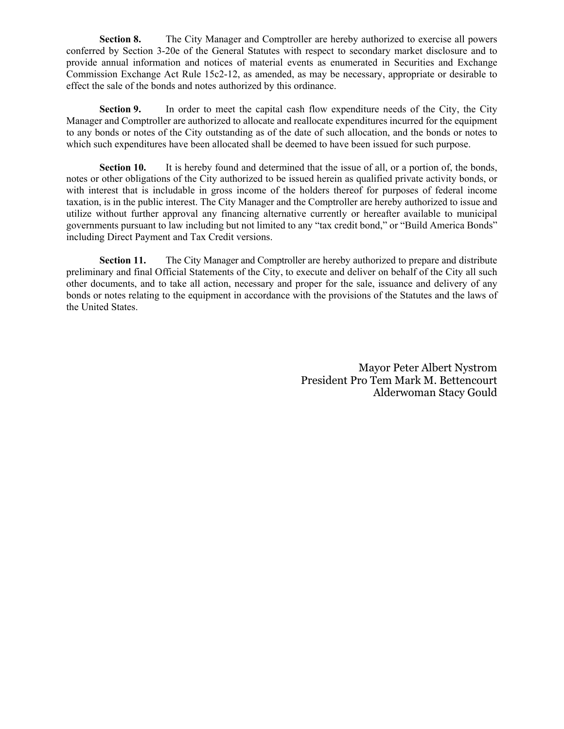**Section 8.** The City Manager and Comptroller are hereby authorized to exercise all powers conferred by Section 3-20e of the General Statutes with respect to secondary market disclosure and to provide annual information and notices of material events as enumerated in Securities and Exchange Commission Exchange Act Rule 15c2-12, as amended, as may be necessary, appropriate or desirable to effect the sale of the bonds and notes authorized by this ordinance.

**Section 9.** In order to meet the capital cash flow expenditure needs of the City, the City Manager and Comptroller are authorized to allocate and reallocate expenditures incurred for the equipment to any bonds or notes of the City outstanding as of the date of such allocation, and the bonds or notes to which such expenditures have been allocated shall be deemed to have been issued for such purpose.

**Section 10.** It is hereby found and determined that the issue of all, or a portion of, the bonds, notes or other obligations of the City authorized to be issued herein as qualified private activity bonds, or with interest that is includable in gross income of the holders thereof for purposes of federal income taxation, is in the public interest. The City Manager and the Comptroller are hereby authorized to issue and utilize without further approval any financing alternative currently or hereafter available to municipal governments pursuant to law including but not limited to any "tax credit bond," or "Build America Bonds" including Direct Payment and Tax Credit versions.

**Section 11.** The City Manager and Comptroller are hereby authorized to prepare and distribute preliminary and final Official Statements of the City, to execute and deliver on behalf of the City all such other documents, and to take all action, necessary and proper for the sale, issuance and delivery of any bonds or notes relating to the equipment in accordance with the provisions of the Statutes and the laws of the United States.

Mayor Peter Albert Nystrom
President Pro Tem Mark M. Bettencourt
Alderwoman Stacy Gould